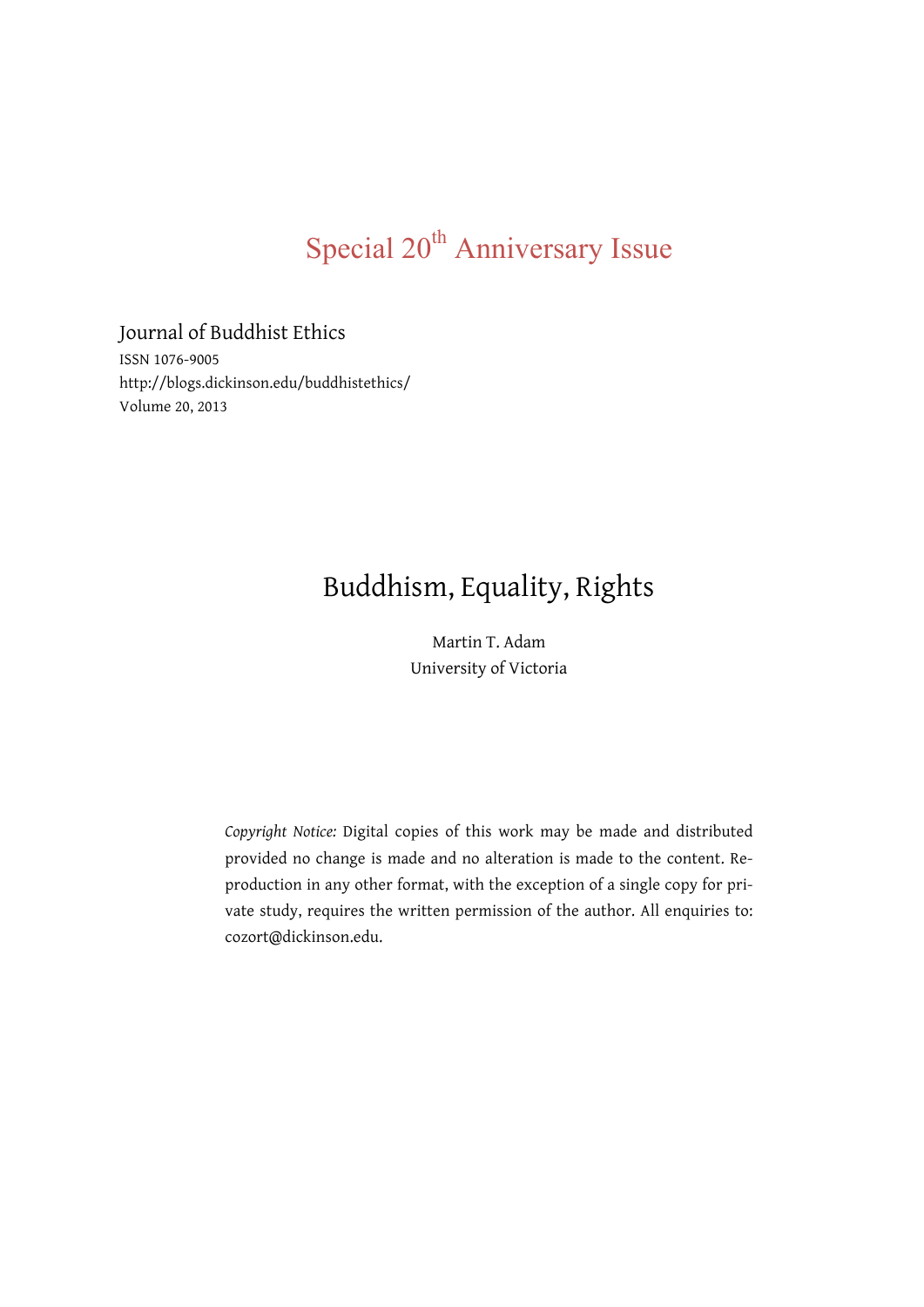Special 20th Anniversary Issue

Journal of Buddhist Ethics
ISSN 1076-9005
http://blogs.dickinson.edu/buddhistethics/
Volume 20, 2013

# Buddhism, Equality, Rights

Martin T. Adam
University of Victoria

*Copyright Notice:* Digital copies of this work may be made and distributed provided no change is made and no alteration is made to the content. Reproduction in any other format, with the exception of a single copy for private study, requires the written permission of the author. All enquiries to: cozort@dickinson.edu.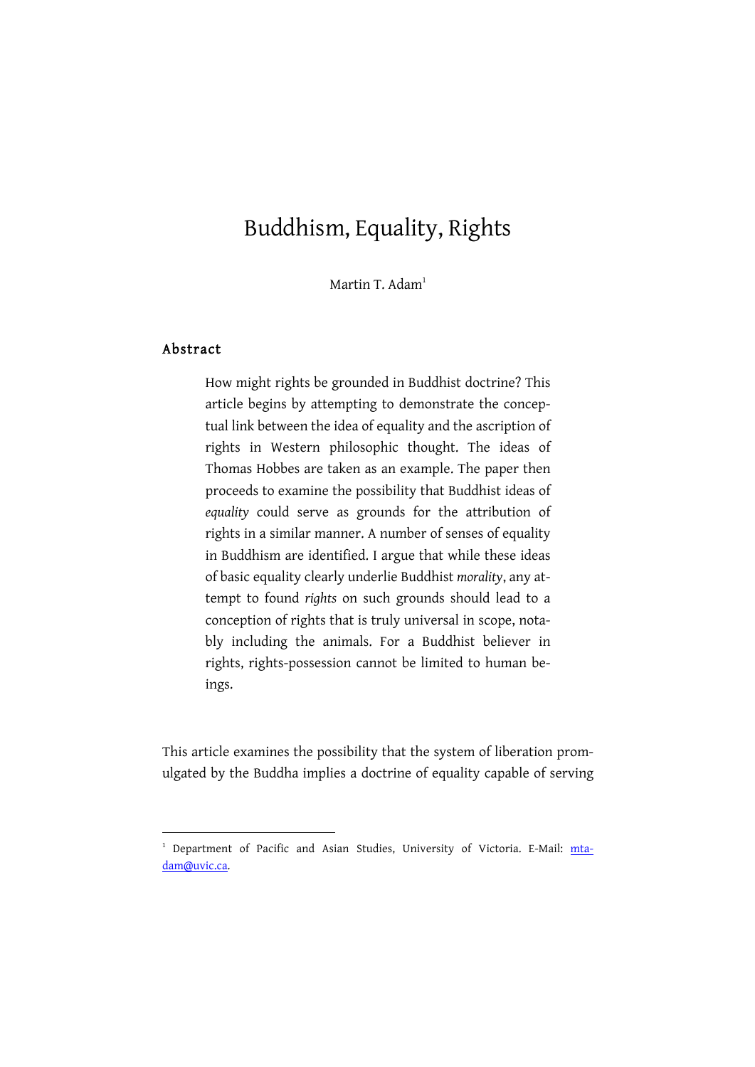# Buddhism, Equality, Rights

Martin T. Adam[1]

## Abstract

How might rights be grounded in Buddhist doctrine? This article begins by attempting to demonstrate the conceptual link between the idea of equality and the ascription of rights in Western philosophic thought. The ideas of Thomas Hobbes are taken as an example. The paper then proceeds to examine the possibility that Buddhist ideas of *equality* could serve as grounds for the attribution of rights in a similar manner. A number of senses of equality in Buddhism are identified. I argue that while these ideas of basic equality clearly underlie Buddhist *morality*, any attempt to found *rights* on such grounds should lead to a conception of rights that is truly universal in scope, notably including the animals. For a Buddhist believer in rights, rights-possession cannot be limited to human beings.

This article examines the possibility that the system of liberation promulgated by the Buddha implies a doctrine of equality capable of serving

[1] Department of Pacific and Asian Studies, University of Victoria. E-Mail: mtadam@uvic.ca.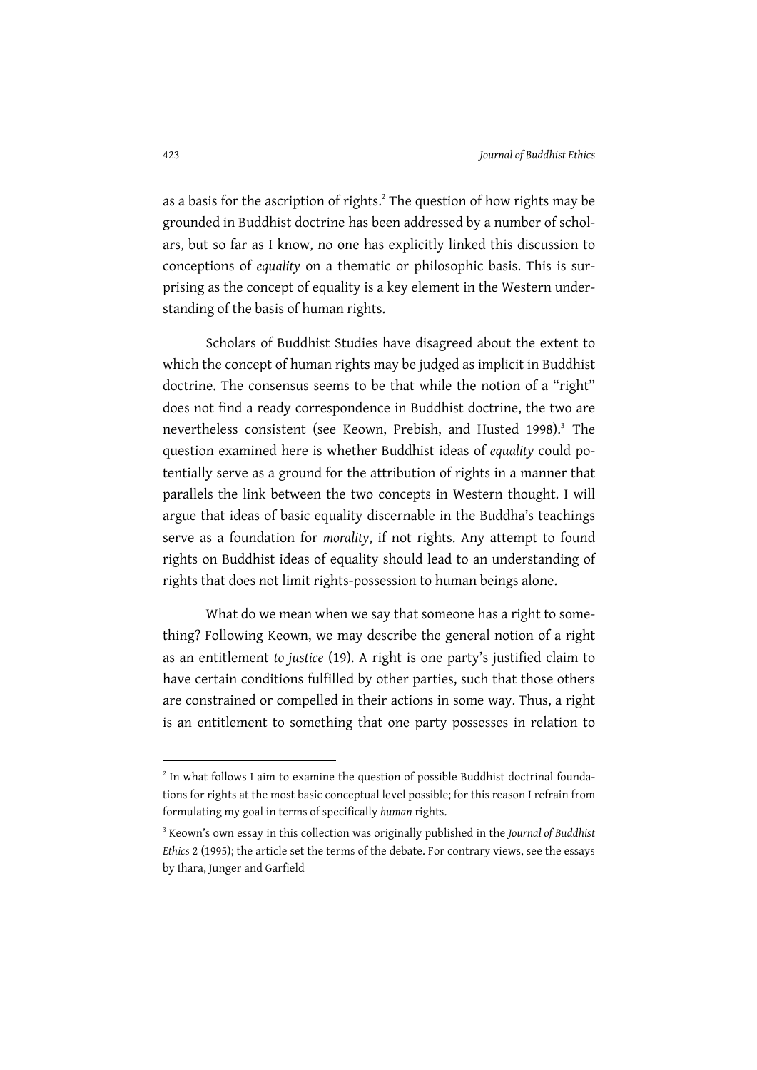as a basis for the ascription of rights.[2] The question of how rights may be grounded in Buddhist doctrine has been addressed by a number of scholars, but so far as I know, no one has explicitly linked this discussion to conceptions of *equality* on a thematic or philosophic basis. This is surprising as the concept of equality is a key element in the Western understanding of the basis of human rights.

Scholars of Buddhist Studies have disagreed about the extent to which the concept of human rights may be judged as implicit in Buddhist doctrine. The consensus seems to be that while the notion of a "right" does not find a ready correspondence in Buddhist doctrine, the two are nevertheless consistent (see Keown, Prebish, and Husted 1998).[3] The question examined here is whether Buddhist ideas of *equality* could potentially serve as a ground for the attribution of rights in a manner that parallels the link between the two concepts in Western thought. I will argue that ideas of basic equality discernable in the Buddha's teachings serve as a foundation for *morality*, if not rights. Any attempt to found rights on Buddhist ideas of equality should lead to an understanding of rights that does not limit rights-possession to human beings alone.

What do we mean when we say that someone has a right to something? Following Keown, we may describe the general notion of a right as an entitlement *to justice* (19). A right is one party's justified claim to have certain conditions fulfilled by other parties, such that those others are constrained or compelled in their actions in some way. Thus, a right is an entitlement to something that one party possesses in relation to

---

[2] In what follows I aim to examine the question of possible Buddhist doctrinal foundations for rights at the most basic conceptual level possible; for this reason I refrain from formulating my goal in terms of specifically *human* rights.

[3] Keown's own essay in this collection was originally published in the *Journal of Buddhist Ethics* 2 (1995); the article set the terms of the debate. For contrary views, see the essays by Ihara, Junger and Garfield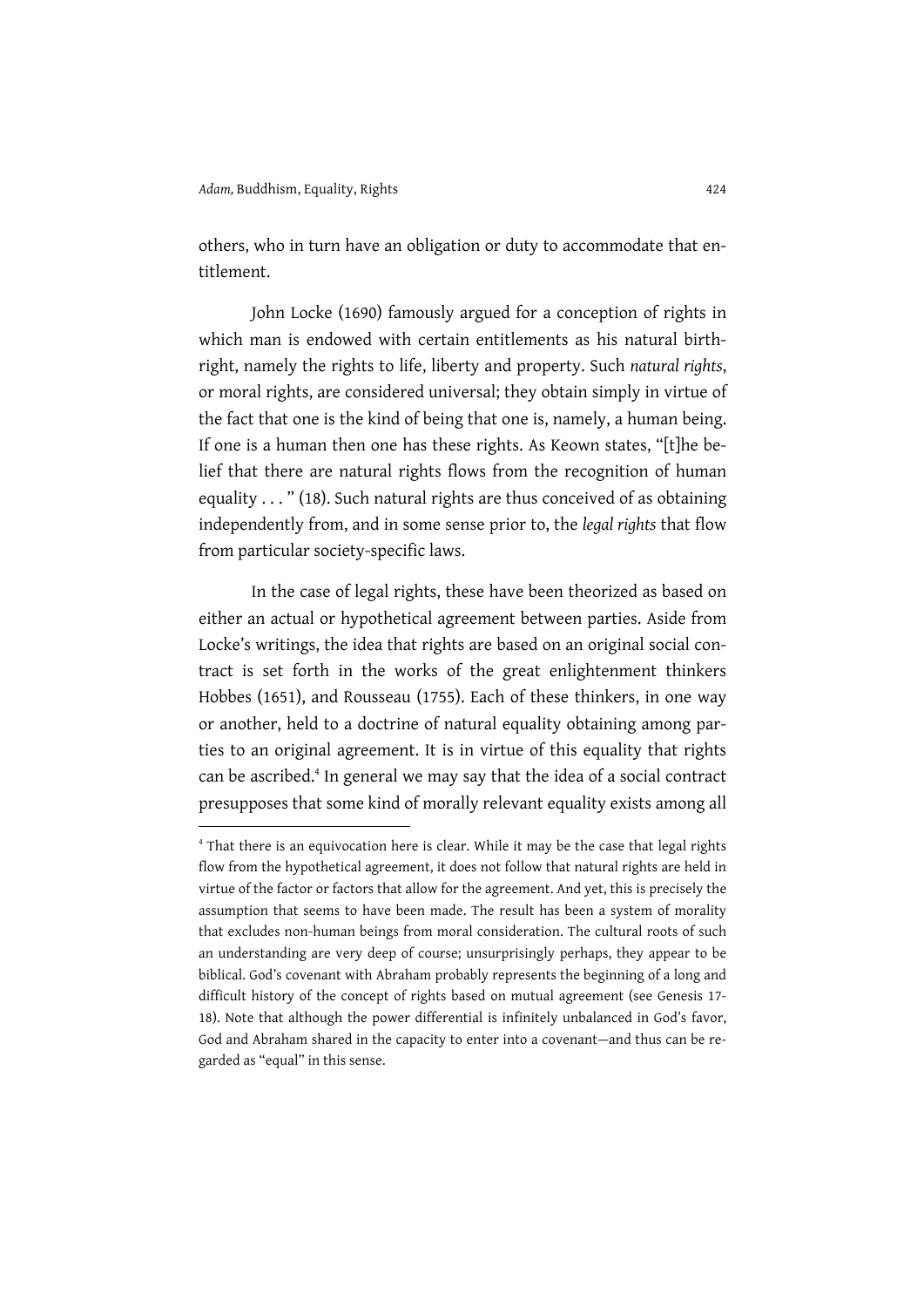others, who in turn have an obligation or duty to accommodate that entitlement.

John Locke (1690) famously argued for a conception of rights in which man is endowed with certain entitlements as his natural birthright, namely the rights to life, liberty and property. Such *natural rights*, or moral rights, are considered universal; they obtain simply in virtue of the fact that one is the kind of being that one is, namely, a human being. If one is a human then one has these rights. As Keown states, "[t]he belief that there are natural rights flows from the recognition of human equality . . . " (18). Such natural rights are thus conceived of as obtaining independently from, and in some sense prior to, the *legal rights* that flow from particular society-specific laws.

In the case of legal rights, these have been theorized as based on either an actual or hypothetical agreement between parties. Aside from Locke's writings, the idea that rights are based on an original social contract is set forth in the works of the great enlightenment thinkers Hobbes (1651), and Rousseau (1755). Each of these thinkers, in one way or another, held to a doctrine of natural equality obtaining among parties to an original agreement. It is in virtue of this equality that rights can be ascribed.[4] In general we may say that the idea of a social contract presupposes that some kind of morally relevant equality exists among all

---

[4] That there is an equivocation here is clear. While it may be the case that legal rights flow from the hypothetical agreement, it does not follow that natural rights are held in virtue of the factor or factors that allow for the agreement. And yet, this is precisely the assumption that seems to have been made. The result has been a system of morality that excludes non-human beings from moral consideration. The cultural roots of such an understanding are very deep of course; unsurprisingly perhaps, they appear to be biblical. God's covenant with Abraham probably represents the beginning of a long and difficult history of the concept of rights based on mutual agreement (see Genesis 17-18). Note that although the power differential is infinitely unbalanced in God's favor, God and Abraham shared in the capacity to enter into a covenant—and thus can be regarded as "equal" in this sense.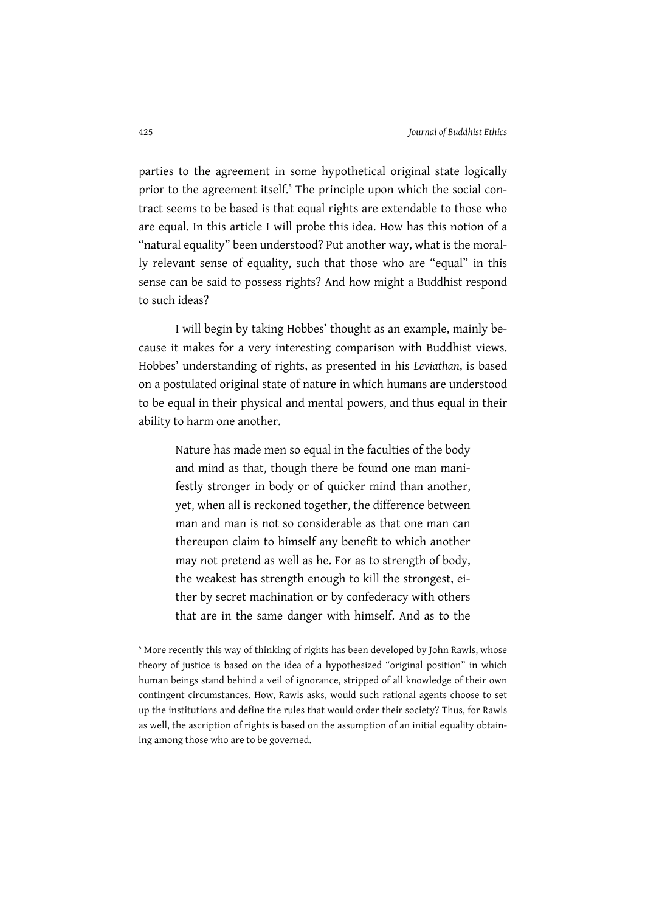parties to the agreement in some hypothetical original state logically prior to the agreement itself.[5] The principle upon which the social contract seems to be based is that equal rights are extendable to those who are equal. In this article I will probe this idea. How has this notion of a "natural equality" been understood? Put another way, what is the morally relevant sense of equality, such that those who are "equal" in this sense can be said to possess rights? And how might a Buddhist respond to such ideas?

I will begin by taking Hobbes' thought as an example, mainly because it makes for a very interesting comparison with Buddhist views. Hobbes' understanding of rights, as presented in his *Leviathan*, is based on a postulated original state of nature in which humans are understood to be equal in their physical and mental powers, and thus equal in their ability to harm one another.

> Nature has made men so equal in the faculties of the body and mind as that, though there be found one man manifestly stronger in body or of quicker mind than another, yet, when all is reckoned together, the difference between man and man is not so considerable as that one man can thereupon claim to himself any benefit to which another may not pretend as well as he. For as to strength of body, the weakest has strength enough to kill the strongest, either by secret machination or by confederacy with others that are in the same danger with himself. And as to the

[5] More recently this way of thinking of rights has been developed by John Rawls, whose theory of justice is based on the idea of a hypothesized "original position" in which human beings stand behind a veil of ignorance, stripped of all knowledge of their own contingent circumstances. How, Rawls asks, would such rational agents choose to set up the institutions and define the rules that would order their society? Thus, for Rawls as well, the ascription of rights is based on the assumption of an initial equality obtaining among those who are to be governed.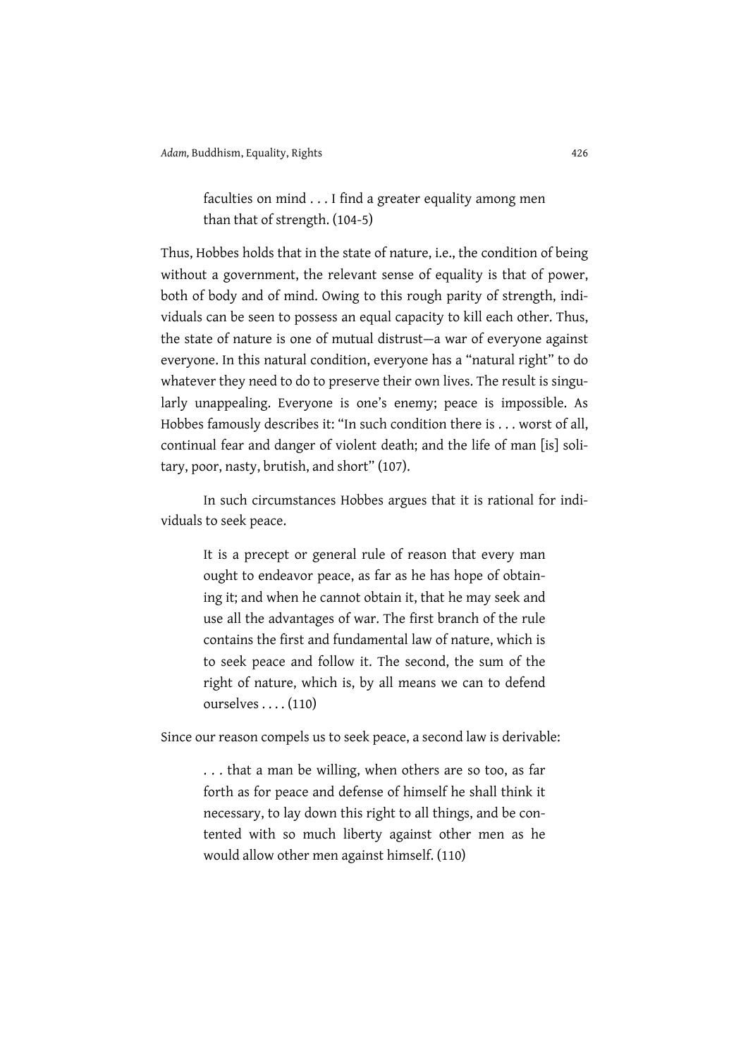> faculties on mind . . . I find a greater equality among men than that of strength. (104-5)

Thus, Hobbes holds that in the state of nature, i.e., the condition of being without a government, the relevant sense of equality is that of power, both of body and of mind. Owing to this rough parity of strength, individuals can be seen to possess an equal capacity to kill each other. Thus, the state of nature is one of mutual distrust—a war of everyone against everyone. In this natural condition, everyone has a "natural right" to do whatever they need to do to preserve their own lives. The result is singularly unappealing. Everyone is one's enemy; peace is impossible. As Hobbes famously describes it: "In such condition there is . . . worst of all, continual fear and danger of violent death; and the life of man [is] solitary, poor, nasty, brutish, and short" (107).

In such circumstances Hobbes argues that it is rational for individuals to seek peace.

> It is a precept or general rule of reason that every man ought to endeavor peace, as far as he has hope of obtaining it; and when he cannot obtain it, that he may seek and use all the advantages of war. The first branch of the rule contains the first and fundamental law of nature, which is to seek peace and follow it. The second, the sum of the right of nature, which is, by all means we can to defend ourselves . . . . (110)

Since our reason compels us to seek peace, a second law is derivable:

> . . . that a man be willing, when others are so too, as far forth as for peace and defense of himself he shall think it necessary, to lay down this right to all things, and be contented with so much liberty against other men as he would allow other men against himself. (110)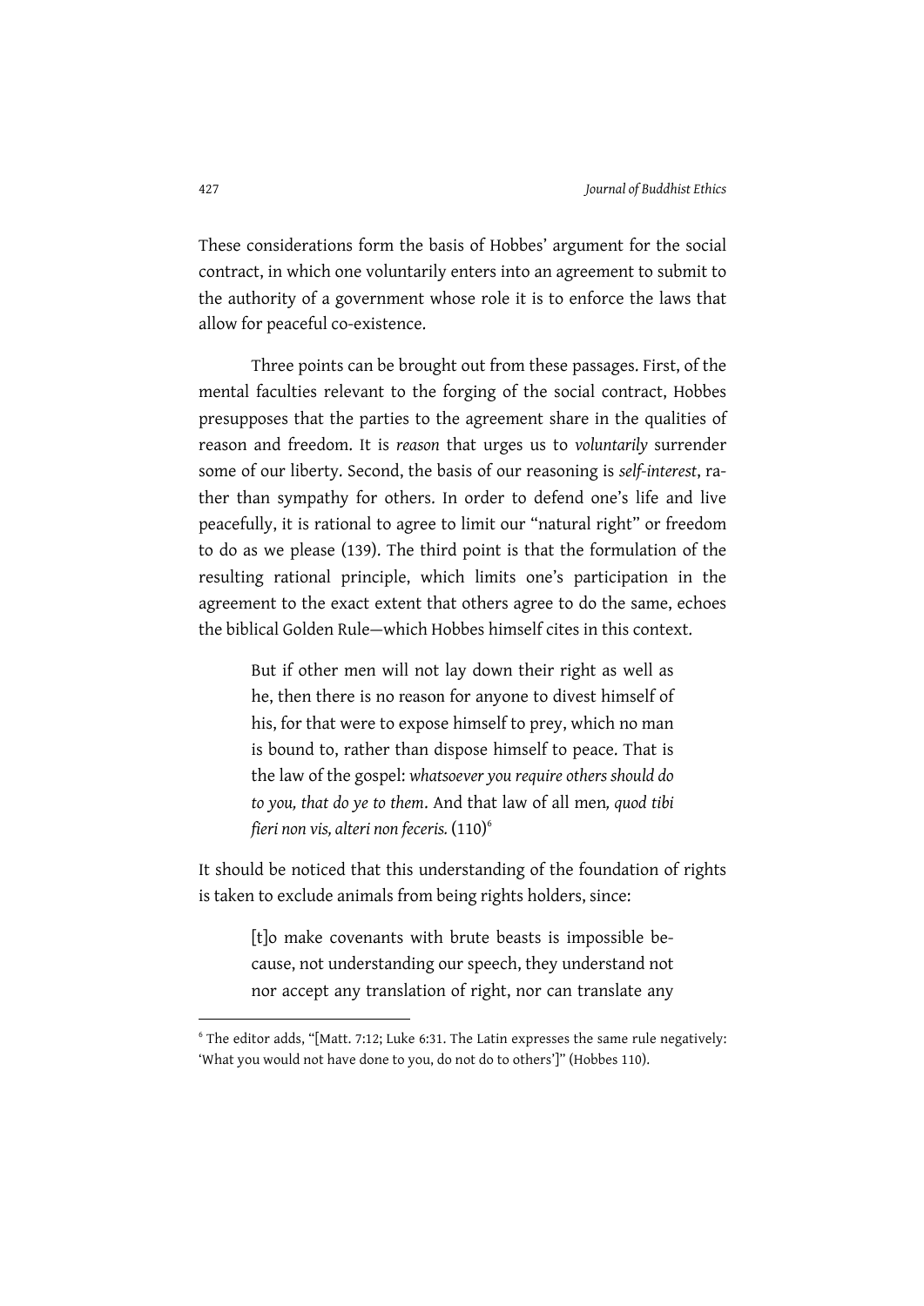These considerations form the basis of Hobbes' argument for the social contract, in which one voluntarily enters into an agreement to submit to the authority of a government whose role it is to enforce the laws that allow for peaceful co-existence.

Three points can be brought out from these passages. First, of the mental faculties relevant to the forging of the social contract, Hobbes presupposes that the parties to the agreement share in the qualities of reason and freedom. It is *reason* that urges us to *voluntarily* surrender some of our liberty. Second, the basis of our reasoning is *self-interest*, rather than sympathy for others. In order to defend one's life and live peacefully, it is rational to agree to limit our "natural right" or freedom to do as we please (139). The third point is that the formulation of the resulting rational principle, which limits one's participation in the agreement to the exact extent that others agree to do the same, echoes the biblical Golden Rule—which Hobbes himself cites in this context.

> But if other men will not lay down their right as well as he, then there is no reason for anyone to divest himself of his, for that were to expose himself to prey, which no man is bound to, rather than dispose himself to peace. That is the law of the gospel: *whatsoever you require others should do to you, that do ye to them*. And that law of all men*, quod tibi fieri non vis, alteri non feceris.* (110)[6]

It should be noticed that this understanding of the foundation of rights is taken to exclude animals from being rights holders, since:

> [t]o make covenants with brute beasts is impossible because, not understanding our speech, they understand not nor accept any translation of right, nor can translate any

---

[6] The editor adds, "[Matt. 7:12; Luke 6:31. The Latin expresses the same rule negatively: 'What you would not have done to you, do not do to others']" (Hobbes 110).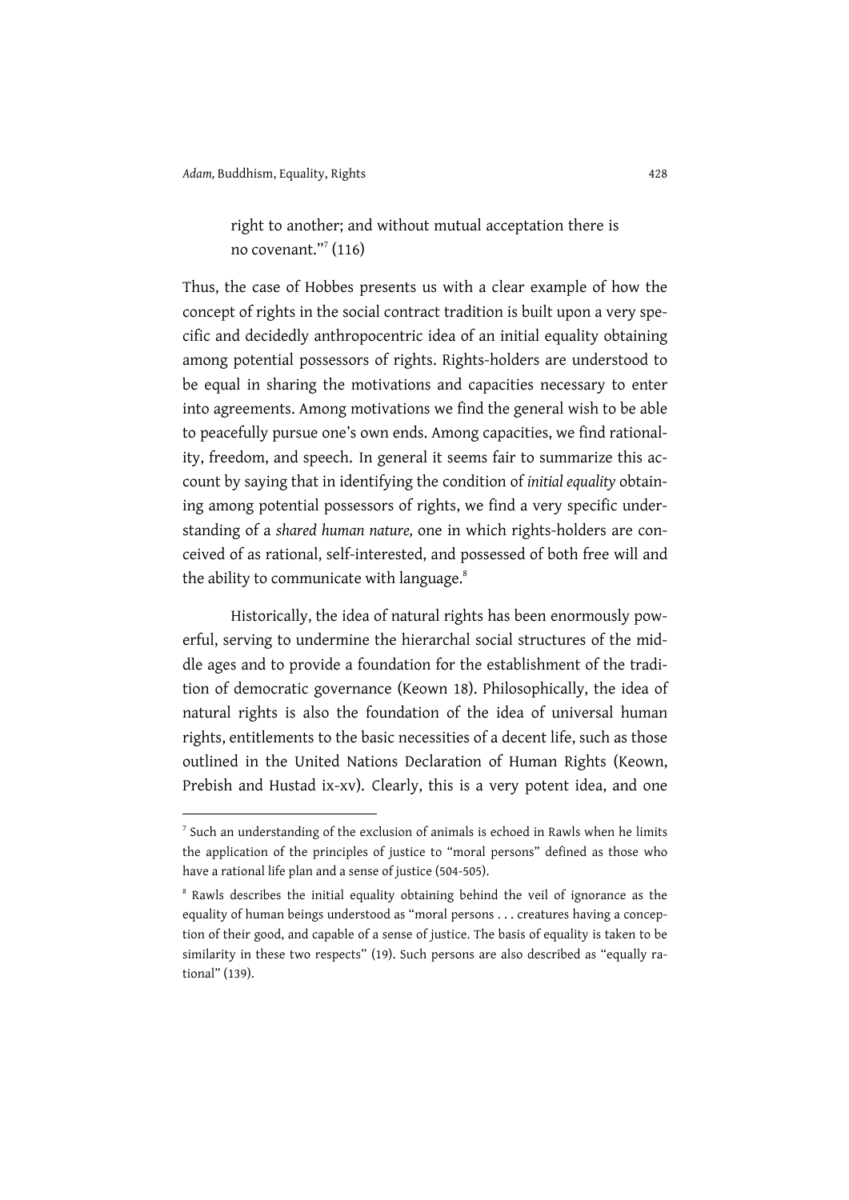> right to another; and without mutual acceptation there is no covenant."[7] (116)

Thus, the case of Hobbes presents us with a clear example of how the concept of rights in the social contract tradition is built upon a very specific and decidedly anthropocentric idea of an initial equality obtaining among potential possessors of rights. Rights-holders are understood to be equal in sharing the motivations and capacities necessary to enter into agreements. Among motivations we find the general wish to be able to peacefully pursue one's own ends. Among capacities, we find rationality, freedom, and speech. In general it seems fair to summarize this account by saying that in identifying the condition of *initial equality* obtaining among potential possessors of rights, we find a very specific understanding of a *shared human nature,* one in which rights-holders are conceived of as rational, self-interested, and possessed of both free will and the ability to communicate with language.[8]

Historically, the idea of natural rights has been enormously powerful, serving to undermine the hierarchal social structures of the middle ages and to provide a foundation for the establishment of the tradition of democratic governance (Keown 18). Philosophically, the idea of natural rights is also the foundation of the idea of universal human rights, entitlements to the basic necessities of a decent life, such as those outlined in the United Nations Declaration of Human Rights (Keown, Prebish and Hustad ix-xv). Clearly, this is a very potent idea, and one

---

[7] Such an understanding of the exclusion of animals is echoed in Rawls when he limits the application of the principles of justice to "moral persons" defined as those who have a rational life plan and a sense of justice (504-505).

[8] Rawls describes the initial equality obtaining behind the veil of ignorance as the equality of human beings understood as "moral persons . . . creatures having a conception of their good, and capable of a sense of justice. The basis of equality is taken to be similarity in these two respects" (19). Such persons are also described as "equally rational" (139).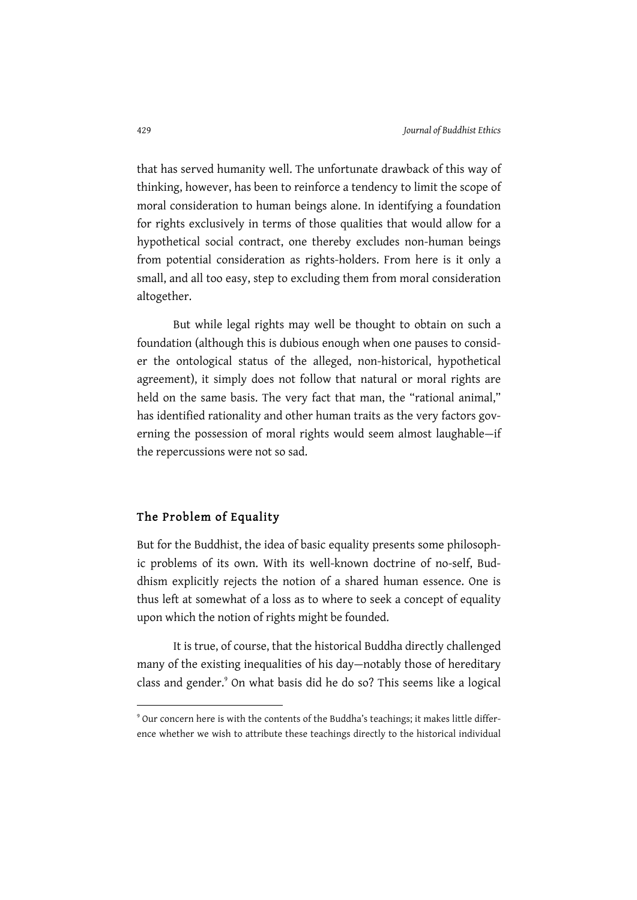that has served humanity well. The unfortunate drawback of this way of thinking, however, has been to reinforce a tendency to limit the scope of moral consideration to human beings alone. In identifying a foundation for rights exclusively in terms of those qualities that would allow for a hypothetical social contract, one thereby excludes non-human beings from potential consideration as rights-holders. From here is it only a small, and all too easy, step to excluding them from moral consideration altogether.

But while legal rights may well be thought to obtain on such a foundation (although this is dubious enough when one pauses to consider the ontological status of the alleged, non-historical, hypothetical agreement), it simply does not follow that natural or moral rights are held on the same basis. The very fact that man, the "rational animal," has identified rationality and other human traits as the very factors governing the possession of moral rights would seem almost laughable—if the repercussions were not so sad.

## The Problem of Equality

But for the Buddhist, the idea of basic equality presents some philosophic problems of its own. With its well-known doctrine of no-self, Buddhism explicitly rejects the notion of a shared human essence. One is thus left at somewhat of a loss as to where to seek a concept of equality upon which the notion of rights might be founded.

It is true, of course, that the historical Buddha directly challenged many of the existing inequalities of his day—notably those of hereditary class and gender.[9] On what basis did he do so? This seems like a logical

[9] Our concern here is with the contents of the Buddha's teachings; it makes little difference whether we wish to attribute these teachings directly to the historical individual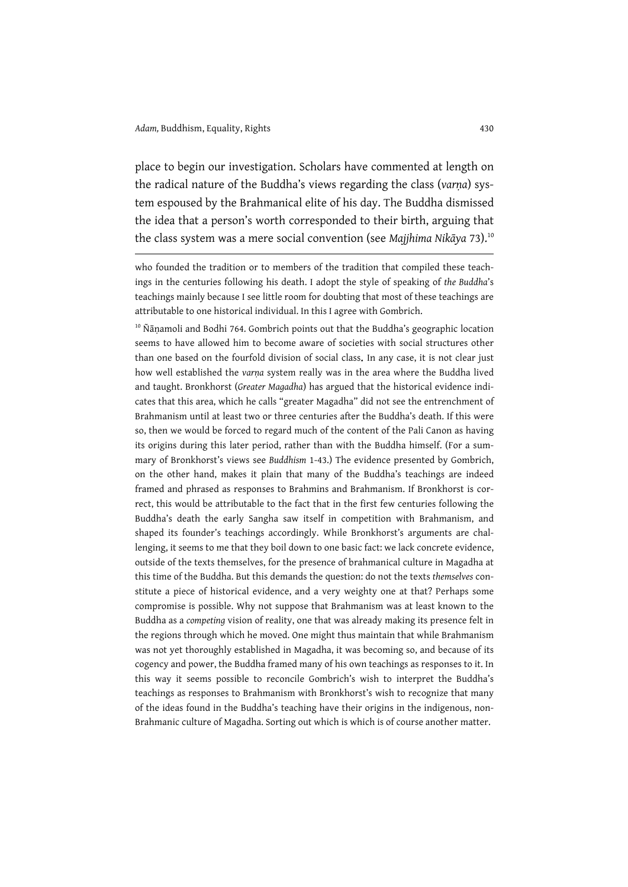place to begin our investigation. Scholars have commented at length on the radical nature of the Buddha's views regarding the class (*varṇa*) system espoused by the Brahmanical elite of his day. The Buddha dismissed the idea that a person's worth corresponded to their birth, arguing that the class system was a mere social convention (see *Majjhima Nikāya* 73).[10]

---

who founded the tradition or to members of the tradition that compiled these teachings in the centuries following his death. I adopt the style of speaking of *the Buddha*'s teachings mainly because I see little room for doubting that most of these teachings are attributable to one historical individual. In this I agree with Gombrich.

[10] Ñāṇamoli and Bodhi 764. Gombrich points out that the Buddha's geographic location seems to have allowed him to become aware of societies with social structures other than one based on the fourfold division of social class**.** In any case, it is not clear just how well established the *varṇa* system really was in the area where the Buddha lived and taught. Bronkhorst (*Greater Magadha*) has argued that the historical evidence indicates that this area, which he calls "greater Magadha" did not see the entrenchment of Brahmanism until at least two or three centuries after the Buddha's death. If this were so, then we would be forced to regard much of the content of the Pali Canon as having its origins during this later period, rather than with the Buddha himself. (For a summary of Bronkhorst's views see *Buddhism* 1-43.) The evidence presented by Gombrich, on the other hand, makes it plain that many of the Buddha's teachings are indeed framed and phrased as responses to Brahmins and Brahmanism. If Bronkhorst is correct, this would be attributable to the fact that in the first few centuries following the Buddha's death the early Sangha saw itself in competition with Brahmanism, and shaped its founder's teachings accordingly. While Bronkhorst's arguments are challenging, it seems to me that they boil down to one basic fact: we lack concrete evidence, outside of the texts themselves, for the presence of brahmanical culture in Magadha at this time of the Buddha. But this demands the question: do not the texts *themselves* constitute a piece of historical evidence, and a very weighty one at that? Perhaps some compromise is possible. Why not suppose that Brahmanism was at least known to the Buddha as a *competing* vision of reality, one that was already making its presence felt in the regions through which he moved. One might thus maintain that while Brahmanism was not yet thoroughly established in Magadha, it was becoming so, and because of its cogency and power, the Buddha framed many of his own teachings as responses to it. In this way it seems possible to reconcile Gombrich's wish to interpret the Buddha's teachings as responses to Brahmanism with Bronkhorst's wish to recognize that many of the ideas found in the Buddha's teaching have their origins in the indigenous, non-Brahmanic culture of Magadha. Sorting out which is which is of course another matter.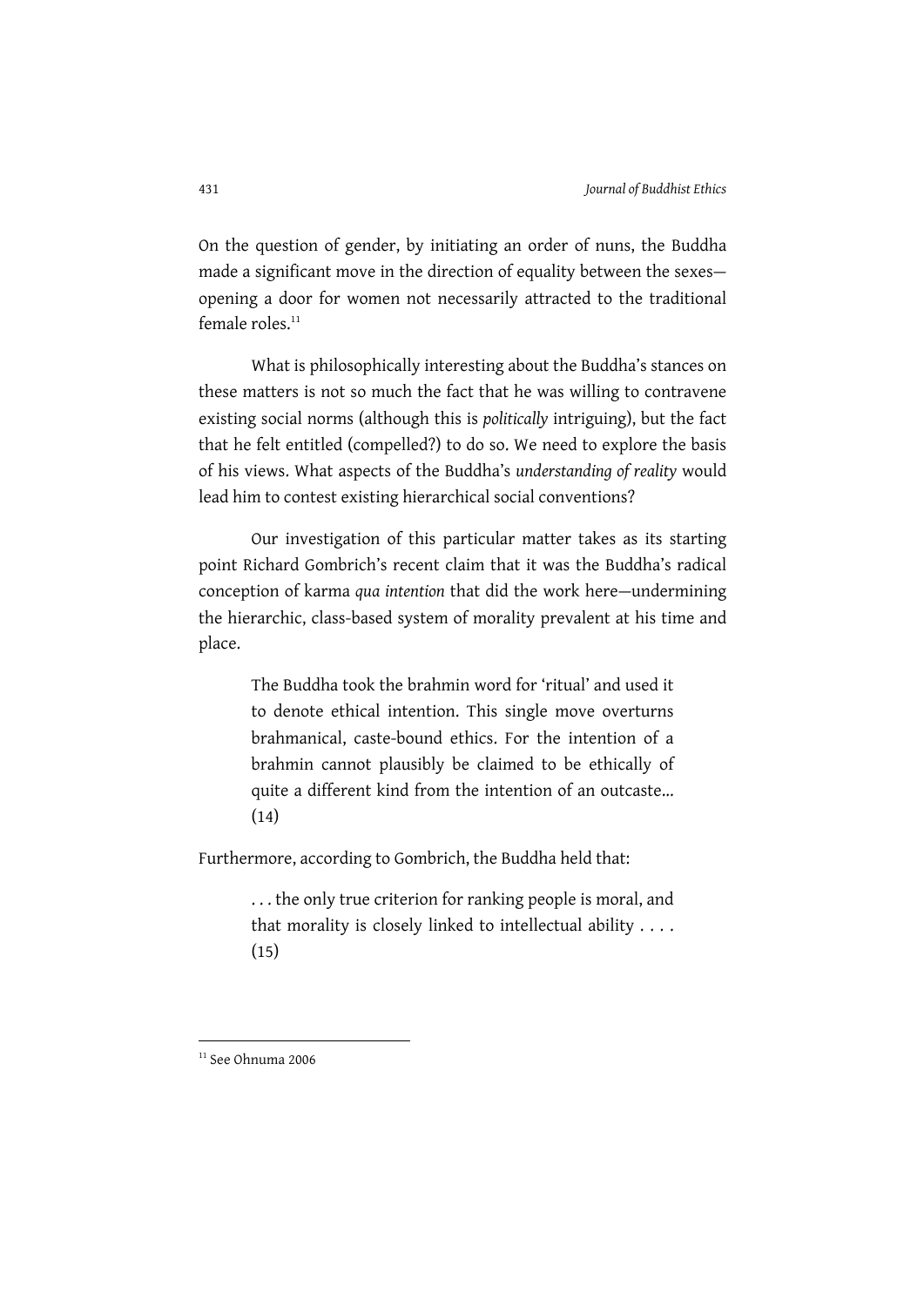On the question of gender, by initiating an order of nuns, the Buddha made a significant move in the direction of equality between the sexes—opening a door for women not necessarily attracted to the traditional female roles.[11]

What is philosophically interesting about the Buddha's stances on these matters is not so much the fact that he was willing to contravene existing social norms (although this is *politically* intriguing), but the fact that he felt entitled (compelled?) to do so. We need to explore the basis of his views. What aspects of the Buddha's *understanding of reality* would lead him to contest existing hierarchical social conventions?

Our investigation of this particular matter takes as its starting point Richard Gombrich's recent claim that it was the Buddha's radical conception of karma *qua intention* that did the work here—undermining the hierarchic, class-based system of morality prevalent at his time and place.

> The Buddha took the brahmin word for 'ritual' and used it to denote ethical intention. This single move overturns brahmanical, caste-bound ethics. For the intention of a brahmin cannot plausibly be claimed to be ethically of quite a different kind from the intention of an outcaste... (14)

Furthermore, according to Gombrich, the Buddha held that:

> . . . the only true criterion for ranking people is moral, and that morality is closely linked to intellectual ability . . . . (15)

---

[11] See Ohnuma 2006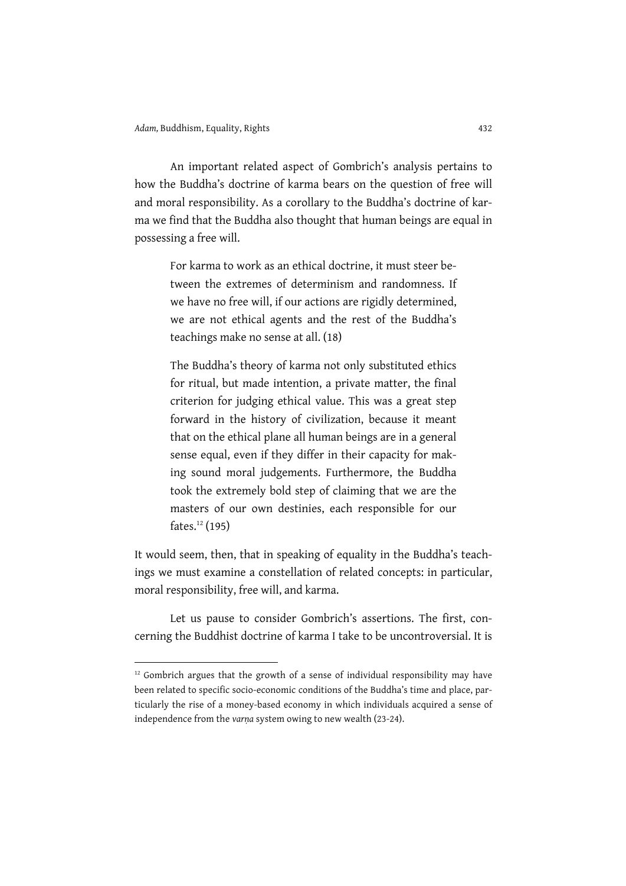An important related aspect of Gombrich's analysis pertains to how the Buddha's doctrine of karma bears on the question of free will and moral responsibility. As a corollary to the Buddha's doctrine of karma we find that the Buddha also thought that human beings are equal in possessing a free will.

> For karma to work as an ethical doctrine, it must steer between the extremes of determinism and randomness. If we have no free will, if our actions are rigidly determined, we are not ethical agents and the rest of the Buddha's teachings make no sense at all. (18)
>
> The Buddha's theory of karma not only substituted ethics for ritual, but made intention, a private matter, the final criterion for judging ethical value. This was a great step forward in the history of civilization, because it meant that on the ethical plane all human beings are in a general sense equal, even if they differ in their capacity for making sound moral judgements. Furthermore, the Buddha took the extremely bold step of claiming that we are the masters of our own destinies, each responsible for our fates.[12] (195)

It would seem, then, that in speaking of equality in the Buddha's teachings we must examine a constellation of related concepts: in particular, moral responsibility, free will, and karma.

Let us pause to consider Gombrich's assertions. The first, concerning the Buddhist doctrine of karma I take to be uncontroversial. It is

[12] Gombrich argues that the growth of a sense of individual responsibility may have been related to specific socio-economic conditions of the Buddha's time and place, particularly the rise of a money-based economy in which individuals acquired a sense of independence from the *varṇa* system owing to new wealth (23-24).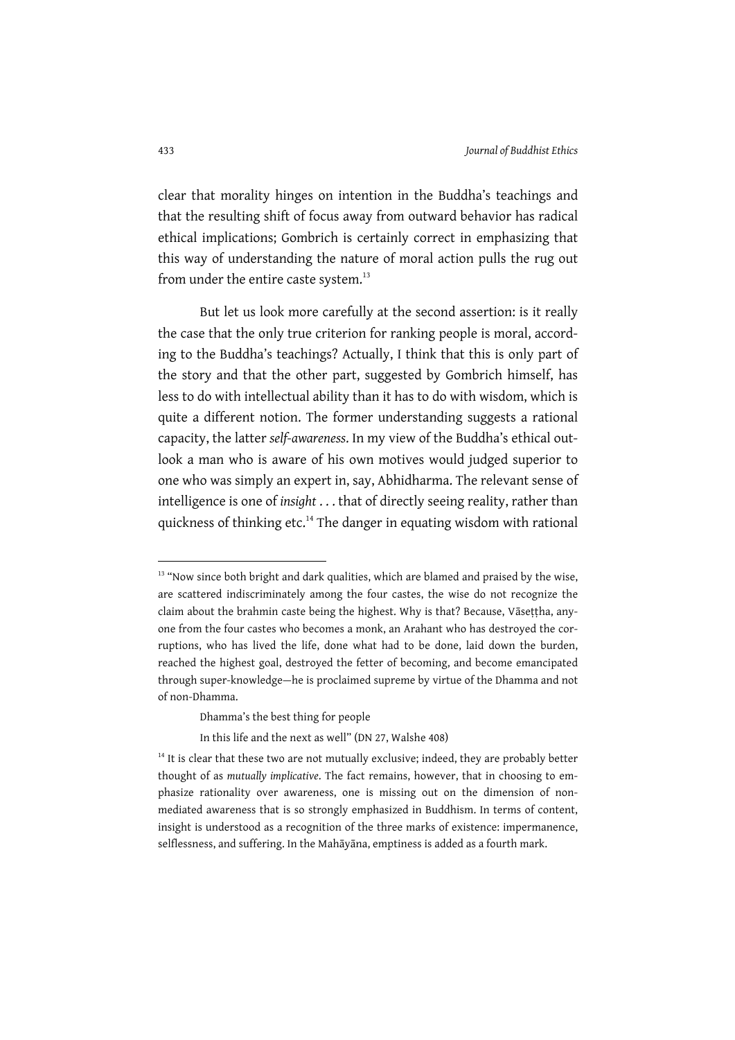clear that morality hinges on intention in the Buddha's teachings and that the resulting shift of focus away from outward behavior has radical ethical implications; Gombrich is certainly correct in emphasizing that this way of understanding the nature of moral action pulls the rug out from under the entire caste system.[13]

But let us look more carefully at the second assertion: is it really the case that the only true criterion for ranking people is moral, according to the Buddha's teachings? Actually, I think that this is only part of the story and that the other part, suggested by Gombrich himself, has less to do with intellectual ability than it has to do with wisdom, which is quite a different notion. The former understanding suggests a rational capacity, the latter *self-awareness*. In my view of the Buddha's ethical outlook a man who is aware of his own motives would judged superior to one who was simply an expert in, say, Abhidharma. The relevant sense of intelligence is one of *insight* . . . that of directly seeing reality, rather than quickness of thinking etc.[14] The danger in equating wisdom with rational

---

[13] "Now since both bright and dark qualities, which are blamed and praised by the wise, are scattered indiscriminately among the four castes, the wise do not recognize the claim about the brahmin caste being the highest. Why is that? Because, Vāseṭṭha, anyone from the four castes who becomes a monk, an Arahant who has destroyed the corruptions, who has lived the life, done what had to be done, laid down the burden, reached the highest goal, destroyed the fetter of becoming, and become emancipated through super-knowledge—he is proclaimed supreme by virtue of the Dhamma and not of non-Dhamma.

> Dhamma's the best thing for people
>
> In this life and the next as well" (DN 27, Walshe 408)

[14] It is clear that these two are not mutually exclusive; indeed, they are probably better thought of as *mutually implicative*. The fact remains, however, that in choosing to emphasize rationality over awareness, one is missing out on the dimension of non-mediated awareness that is so strongly emphasized in Buddhism. In terms of content, insight is understood as a recognition of the three marks of existence: impermanence, selflessness, and suffering. In the Mahāyāna, emptiness is added as a fourth mark.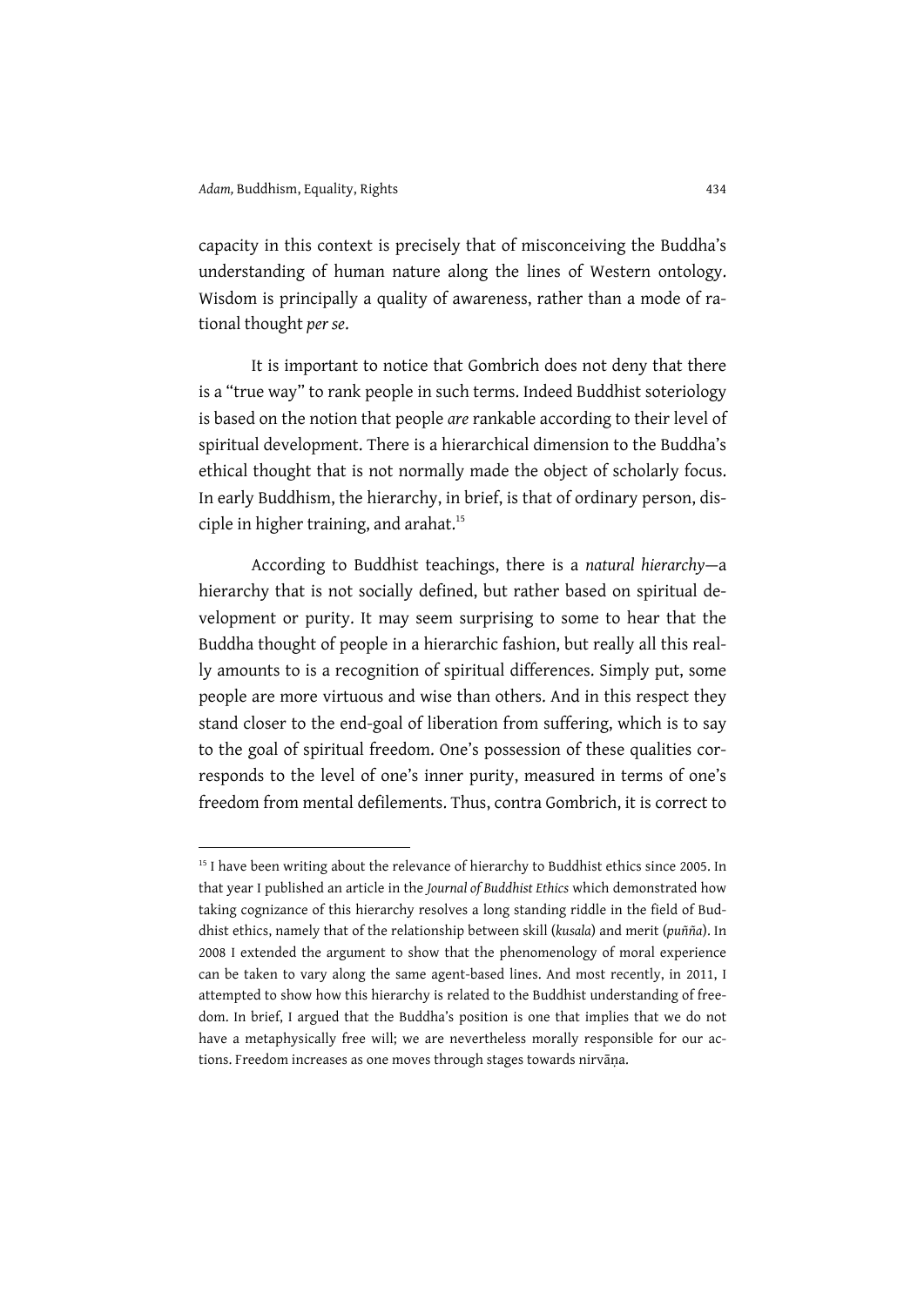capacity in this context is precisely that of misconceiving the Buddha's understanding of human nature along the lines of Western ontology. Wisdom is principally a quality of awareness, rather than a mode of rational thought *per se*.

It is important to notice that Gombrich does not deny that there is a "true way" to rank people in such terms. Indeed Buddhist soteriology is based on the notion that people *are* rankable according to their level of spiritual development. There is a hierarchical dimension to the Buddha's ethical thought that is not normally made the object of scholarly focus. In early Buddhism, the hierarchy, in brief, is that of ordinary person, disciple in higher training, and arahat.[15]

According to Buddhist teachings, there is a *natural hierarchy*—a hierarchy that is not socially defined, but rather based on spiritual development or purity. It may seem surprising to some to hear that the Buddha thought of people in a hierarchic fashion, but really all this really amounts to is a recognition of spiritual differences. Simply put, some people are more virtuous and wise than others. And in this respect they stand closer to the end-goal of liberation from suffering, which is to say to the goal of spiritual freedom. One's possession of these qualities corresponds to the level of one's inner purity, measured in terms of one's freedom from mental defilements. Thus, contra Gombrich, it is correct to

---

[15] I have been writing about the relevance of hierarchy to Buddhist ethics since 2005. In that year I published an article in the *Journal of Buddhist Ethics* which demonstrated how taking cognizance of this hierarchy resolves a long standing riddle in the field of Buddhist ethics, namely that of the relationship between skill (*kusala*) and merit (*puñña*). In 2008 I extended the argument to show that the phenomenology of moral experience can be taken to vary along the same agent-based lines. And most recently, in 2011, I attempted to show how this hierarchy is related to the Buddhist understanding of freedom. In brief, I argued that the Buddha's position is one that implies that we do not have a metaphysically free will; we are nevertheless morally responsible for our actions. Freedom increases as one moves through stages towards nirvāṇa.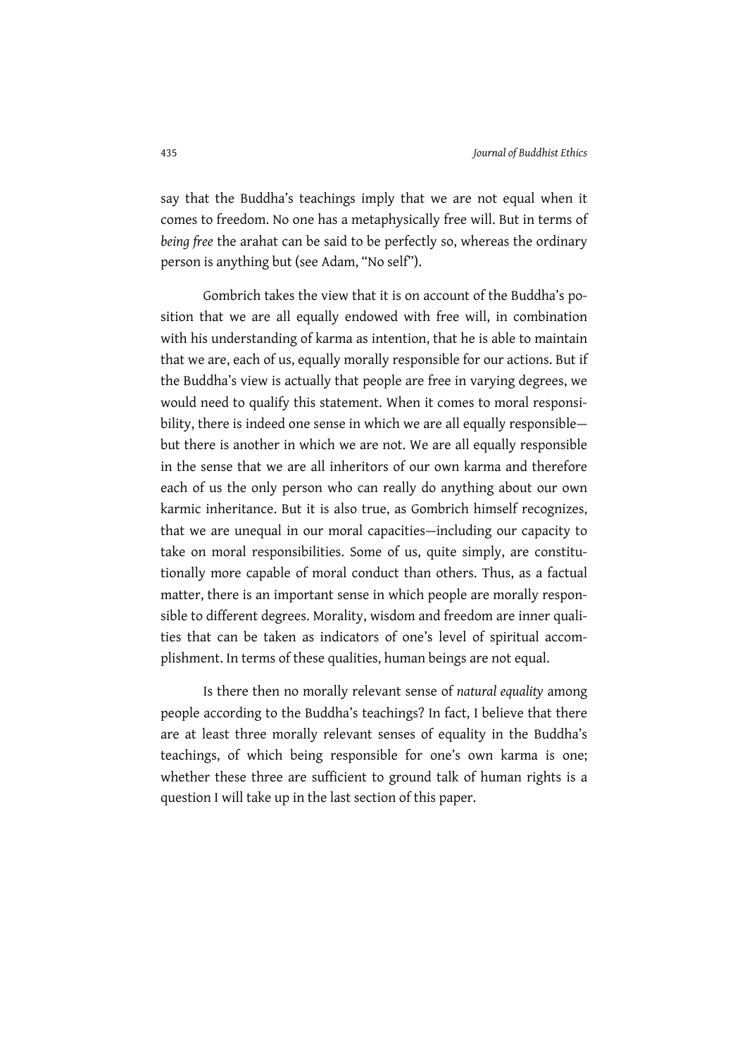say that the Buddha's teachings imply that we are not equal when it comes to freedom. No one has a metaphysically free will. But in terms of *being free* the arahat can be said to be perfectly so, whereas the ordinary person is anything but (see Adam, "No self").

Gombrich takes the view that it is on account of the Buddha's position that we are all equally endowed with free will, in combination with his understanding of karma as intention, that he is able to maintain that we are, each of us, equally morally responsible for our actions. But if the Buddha's view is actually that people are free in varying degrees, we would need to qualify this statement. When it comes to moral responsibility, there is indeed one sense in which we are all equally responsible—but there is another in which we are not. We are all equally responsible in the sense that we are all inheritors of our own karma and therefore each of us the only person who can really do anything about our own karmic inheritance. But it is also true, as Gombrich himself recognizes, that we are unequal in our moral capacities—including our capacity to take on moral responsibilities. Some of us, quite simply, are constitutionally more capable of moral conduct than others. Thus, as a factual matter, there is an important sense in which people are morally responsible to different degrees. Morality, wisdom and freedom are inner qualities that can be taken as indicators of one's level of spiritual accomplishment. In terms of these qualities, human beings are not equal.

Is there then no morally relevant sense of *natural equality* among people according to the Buddha's teachings? In fact, I believe that there are at least three morally relevant senses of equality in the Buddha's teachings, of which being responsible for one's own karma is one; whether these three are sufficient to ground talk of human rights is a question I will take up in the last section of this paper.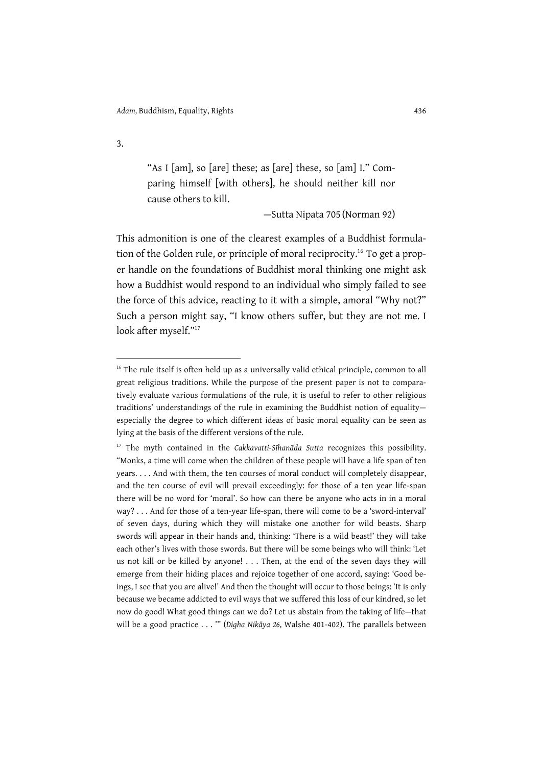3.

> "As I [am], so [are] these; as [are] these, so [am] I." Comparing himself [with others], he should neither kill nor cause others to kill.
>
> —Sutta Nipata 705 (Norman 92)

This admonition is one of the clearest examples of a Buddhist formulation of the Golden rule, or principle of moral reciprocity.[16] To get a proper handle on the foundations of Buddhist moral thinking one might ask how a Buddhist would respond to an individual who simply failed to see the force of this advice, reacting to it with a simple, amoral "Why not?" Such a person might say, "I know others suffer, but they are not me. I look after myself."[17]

---

[16] The rule itself is often held up as a universally valid ethical principle, common to all great religious traditions. While the purpose of the present paper is not to comparatively evaluate various formulations of the rule, it is useful to refer to other religious traditions' understandings of the rule in examining the Buddhist notion of equality—especially the degree to which different ideas of basic moral equality can be seen as lying at the basis of the different versions of the rule.

[17] The myth contained in the *Cakkavatti-Sīhanāda Sutta* recognizes this possibility. "Monks, a time will come when the children of these people will have a life span of ten years. . . . And with them, the ten courses of moral conduct will completely disappear, and the ten course of evil will prevail exceedingly: for those of a ten year life-span there will be no word for 'moral'. So how can there be anyone who acts in in a moral way? . . . And for those of a ten-year life-span, there will come to be a 'sword-interval' of seven days, during which they will mistake one another for wild beasts. Sharp swords will appear in their hands and, thinking: 'There is a wild beast!' they will take each other's lives with those swords. But there will be some beings who will think: 'Let us not kill or be killed by anyone! . . . Then, at the end of the seven days they will emerge from their hiding places and rejoice together of one accord, saying: 'Good beings, I see that you are alive!' And then the thought will occur to those beings: 'It is only because we became addicted to evil ways that we suffered this loss of our kindred, so let now do good! What good things can we do? Let us abstain from the taking of life—that will be a good practice . . . '" (*Digha Nikāya 26*, Walshe 401-402). The parallels between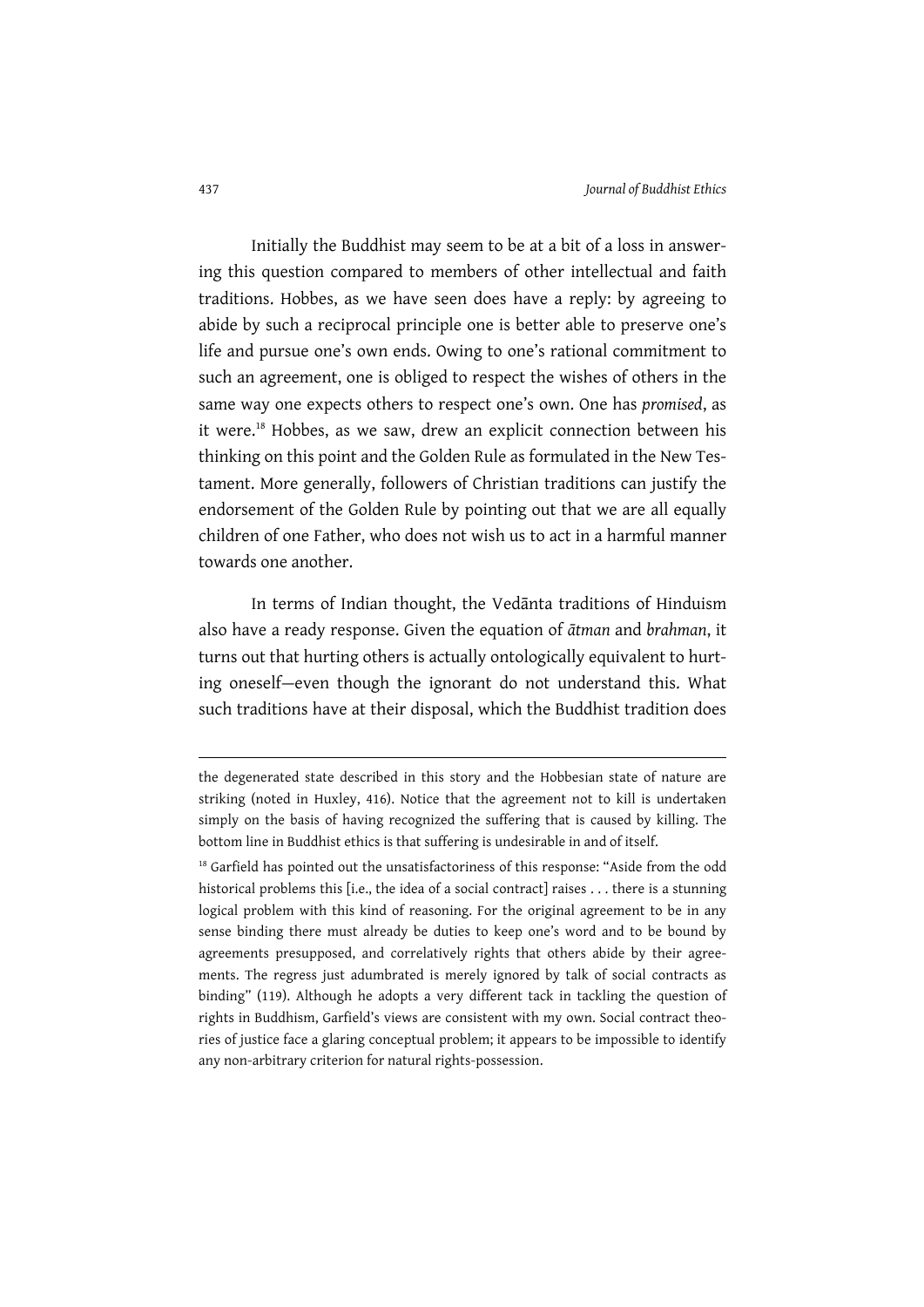Initially the Buddhist may seem to be at a bit of a loss in answering this question compared to members of other intellectual and faith traditions. Hobbes, as we have seen does have a reply: by agreeing to abide by such a reciprocal principle one is better able to preserve one's life and pursue one's own ends. Owing to one's rational commitment to such an agreement, one is obliged to respect the wishes of others in the same way one expects others to respect one's own. One has *promised*, as it were.[18] Hobbes, as we saw, drew an explicit connection between his thinking on this point and the Golden Rule as formulated in the New Testament. More generally, followers of Christian traditions can justify the endorsement of the Golden Rule by pointing out that we are all equally children of one Father, who does not wish us to act in a harmful manner towards one another.

In terms of Indian thought, the Vedānta traditions of Hinduism also have a ready response. Given the equation of *ātman* and *brahman*, it turns out that hurting others is actually ontologically equivalent to hurting oneself—even though the ignorant do not understand this. What such traditions have at their disposal, which the Buddhist tradition does

---

the degenerated state described in this story and the Hobbesian state of nature are striking (noted in Huxley, 416). Notice that the agreement not to kill is undertaken simply on the basis of having recognized the suffering that is caused by killing. The bottom line in Buddhist ethics is that suffering is undesirable in and of itself.

[18] Garfield has pointed out the unsatisfactoriness of this response: "Aside from the odd historical problems this [i.e., the idea of a social contract] raises . . . there is a stunning logical problem with this kind of reasoning. For the original agreement to be in any sense binding there must already be duties to keep one's word and to be bound by agreements presupposed, and correlatively rights that others abide by their agreements. The regress just adumbrated is merely ignored by talk of social contracts as binding" (119). Although he adopts a very different tack in tackling the question of rights in Buddhism, Garfield's views are consistent with my own. Social contract theories of justice face a glaring conceptual problem; it appears to be impossible to identify any non-arbitrary criterion for natural rights-possession.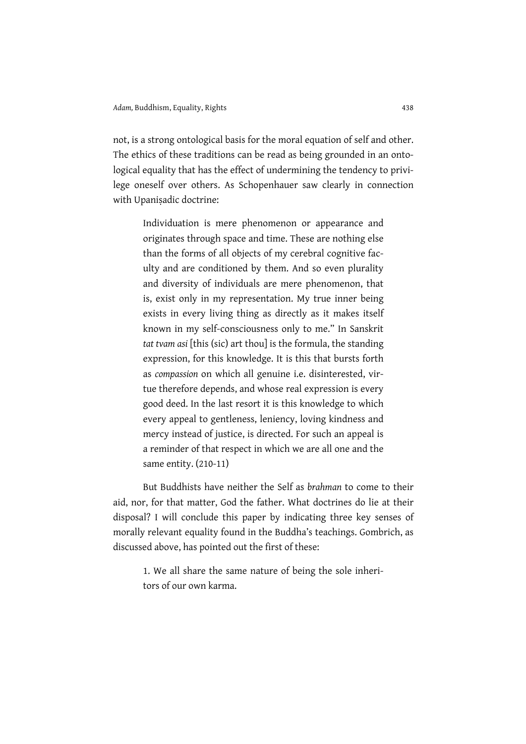not, is a strong ontological basis for the moral equation of self and other. The ethics of these traditions can be read as being grounded in an ontological equality that has the effect of undermining the tendency to privilege oneself over others. As Schopenhauer saw clearly in connection with Upaniṣadic doctrine:

> Individuation is mere phenomenon or appearance and originates through space and time. These are nothing else than the forms of all objects of my cerebral cognitive faculty and are conditioned by them. And so even plurality and diversity of individuals are mere phenomenon, that is, exist only in my representation. My true inner being exists in every living thing as directly as it makes itself known in my self-consciousness only to me." In Sanskrit *tat tvam asi* [this (sic) art thou] is the formula, the standing expression, for this knowledge. It is this that bursts forth as *compassion* on which all genuine i.e. disinterested, virtue therefore depends, and whose real expression is every good deed. In the last resort it is this knowledge to which every appeal to gentleness, leniency, loving kindness and mercy instead of justice, is directed. For such an appeal is a reminder of that respect in which we are all one and the same entity. (210-11)

But Buddhists have neither the Self as *brahman* to come to their aid, nor, for that matter, God the father. What doctrines do lie at their disposal? I will conclude this paper by indicating three key senses of morally relevant equality found in the Buddha's teachings. Gombrich, as discussed above, has pointed out the first of these:

> 1. We all share the same nature of being the sole inheritors of our own karma.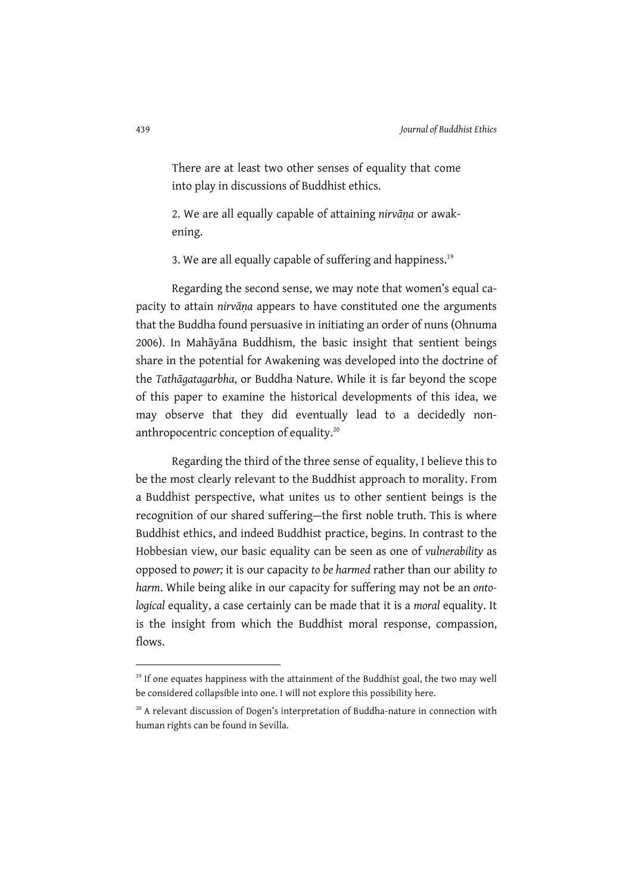There are at least two other senses of equality that come into play in discussions of Buddhist ethics.

2. We are all equally capable of attaining *nirvāṇa* or awakening.

3. We are all equally capable of suffering and happiness.[19]

Regarding the second sense, we may note that women's equal capacity to attain *nirvāṇa* appears to have constituted one the arguments that the Buddha found persuasive in initiating an order of nuns (Ohnuma 2006). In Mahāyāna Buddhism, the basic insight that sentient beings share in the potential for Awakening was developed into the doctrine of the *Tathāgatagarbha*, or Buddha Nature. While it is far beyond the scope of this paper to examine the historical developments of this idea, we may observe that they did eventually lead to a decidedly non-anthropocentric conception of equality.[20]

Regarding the third of the three sense of equality, I believe this to be the most clearly relevant to the Buddhist approach to morality. From a Buddhist perspective, what unites us to other sentient beings is the recognition of our shared suffering—the first noble truth. This is where Buddhist ethics, and indeed Buddhist practice, begins. In contrast to the Hobbesian view, our basic equality can be seen as one of *vulnerability* as opposed to *power;* it is our capacity *to be harmed* rather than our ability *to harm*. While being alike in our capacity for suffering may not be an *ontological* equality, a case certainly can be made that it is a *moral* equality. It is the insight from which the Buddhist moral response, compassion, flows.

---

[19] If one equates happiness with the attainment of the Buddhist goal, the two may well be considered collapsible into one. I will not explore this possibility here.

[20] A relevant discussion of Dogen's interpretation of Buddha-nature in connection with human rights can be found in Sevilla.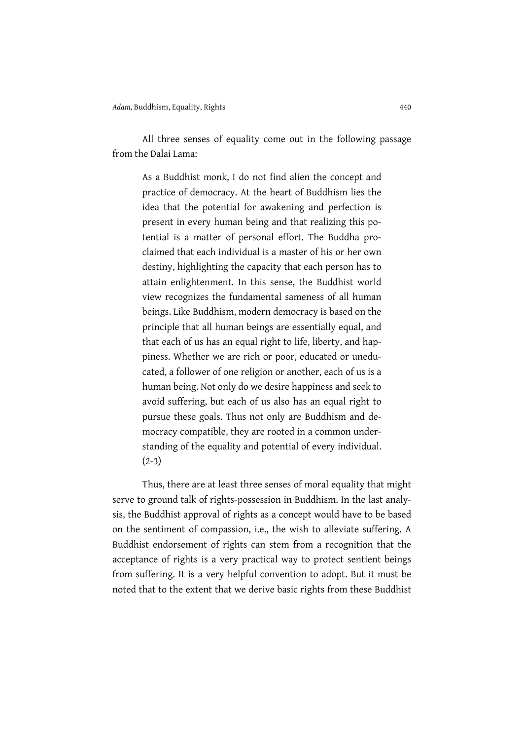All three senses of equality come out in the following passage from the Dalai Lama:

> As a Buddhist monk, I do not find alien the concept and practice of democracy. At the heart of Buddhism lies the idea that the potential for awakening and perfection is present in every human being and that realizing this potential is a matter of personal effort. The Buddha proclaimed that each individual is a master of his or her own destiny, highlighting the capacity that each person has to attain enlightenment. In this sense, the Buddhist world view recognizes the fundamental sameness of all human beings. Like Buddhism, modern democracy is based on the principle that all human beings are essentially equal, and that each of us has an equal right to life, liberty, and happiness. Whether we are rich or poor, educated or uneducated, a follower of one religion or another, each of us is a human being. Not only do we desire happiness and seek to avoid suffering, but each of us also has an equal right to pursue these goals. Thus not only are Buddhism and democracy compatible, they are rooted in a common understanding of the equality and potential of every individual. (2-3)

Thus, there are at least three senses of moral equality that might serve to ground talk of rights-possession in Buddhism. In the last analysis, the Buddhist approval of rights as a concept would have to be based on the sentiment of compassion, i.e., the wish to alleviate suffering. A Buddhist endorsement of rights can stem from a recognition that the acceptance of rights is a very practical way to protect sentient beings from suffering. It is a very helpful convention to adopt. But it must be noted that to the extent that we derive basic rights from these Buddhist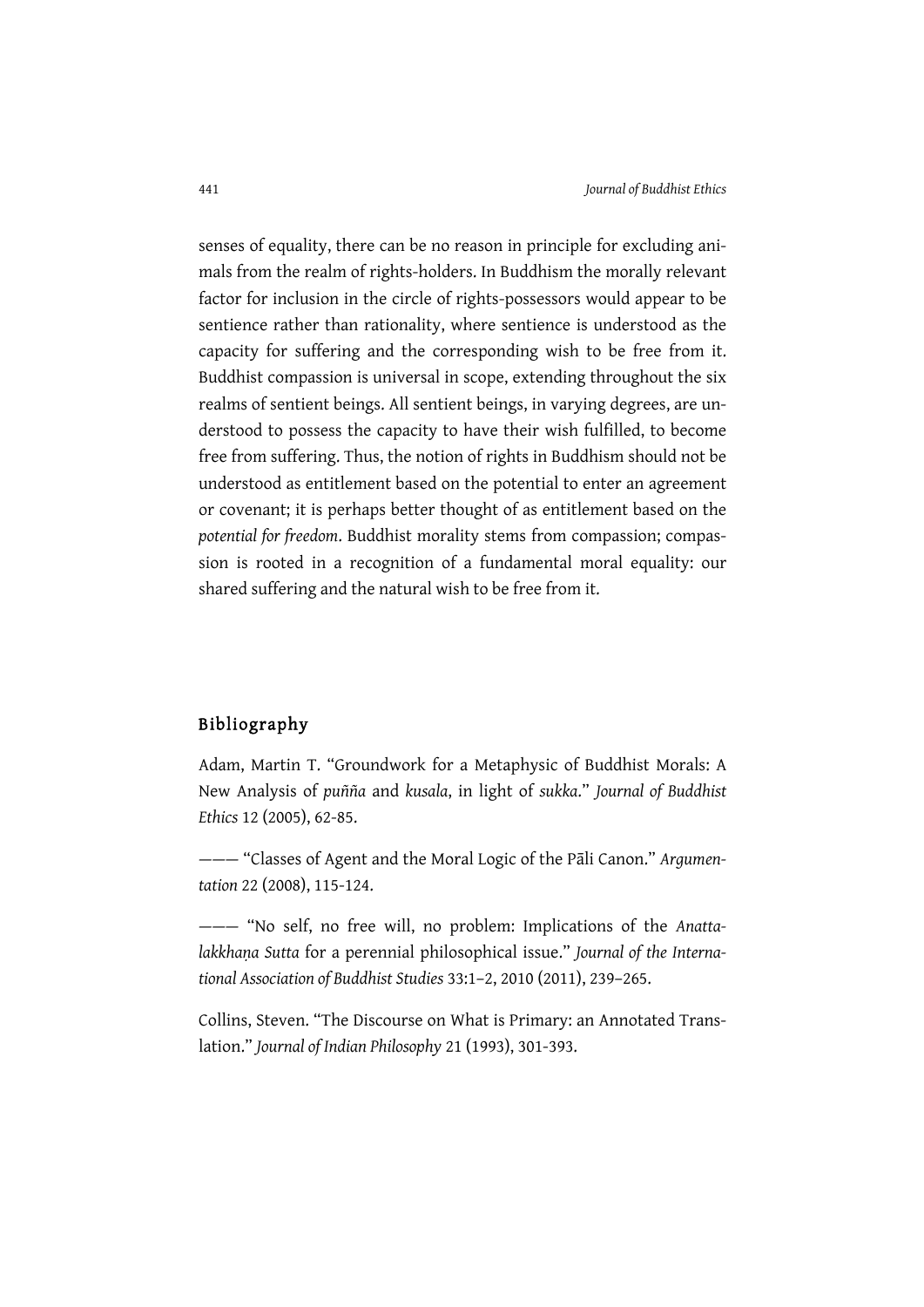senses of equality, there can be no reason in principle for excluding animals from the realm of rights-holders. In Buddhism the morally relevant factor for inclusion in the circle of rights-possessors would appear to be sentience rather than rationality, where sentience is understood as the capacity for suffering and the corresponding wish to be free from it. Buddhist compassion is universal in scope, extending throughout the six realms of sentient beings. All sentient beings, in varying degrees, are understood to possess the capacity to have their wish fulfilled, to become free from suffering. Thus, the notion of rights in Buddhism should not be understood as entitlement based on the potential to enter an agreement or covenant; it is perhaps better thought of as entitlement based on the *potential for freedom*. Buddhist morality stems from compassion; compassion is rooted in a recognition of a fundamental moral equality: our shared suffering and the natural wish to be free from it.

## Bibliography

Adam, Martin T. "Groundwork for a Metaphysic of Buddhist Morals: A New Analysis of *puñña* and *kusala*, in light of *sukka*." *Journal of Buddhist Ethics* 12 (2005), 62-85.

——— "Classes of Agent and the Moral Logic of the Pāli Canon." *Argumentation* 22 (2008), 115-124.

——— "No self, no free will, no problem: Implications of the *Anattalakkhaṇa Sutta* for a perennial philosophical issue." *Journal of the International Association of Buddhist Studies* 33:1–2, 2010 (2011), 239–265.

Collins, Steven. "The Discourse on What is Primary: an Annotated Translation." *Journal of Indian Philosophy* 21 (1993), 301-393.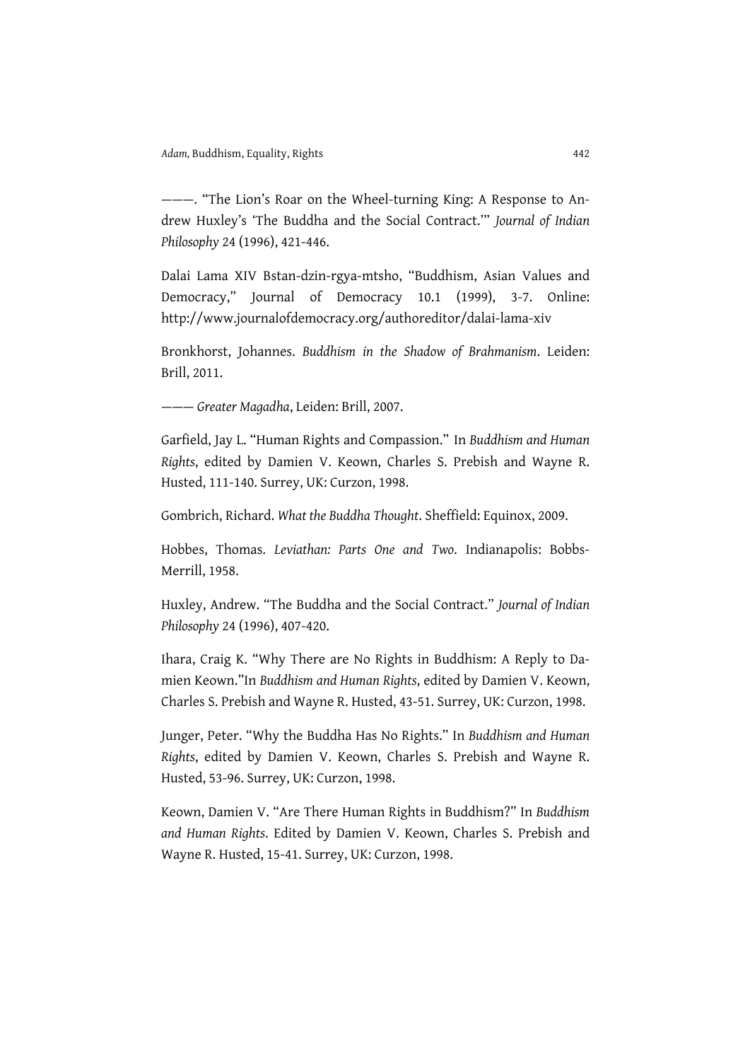———. "The Lion's Roar on the Wheel-turning King: A Response to Andrew Huxley's 'The Buddha and the Social Contract.'" *Journal of Indian Philosophy* 24 (1996), 421-446.

Dalai Lama XIV Bstan-dzin-rgya-mtsho, "Buddhism, Asian Values and Democracy," Journal of Democracy 10.1 (1999), 3-7. Online: http://www.journalofdemocracy.org/authoreditor/dalai-lama-xiv

Bronkhorst, Johannes. *Buddhism in the Shadow of Brahmanism*. Leiden: Brill, 2011.

——— *Greater Magadha*, Leiden: Brill, 2007.

Garfield, Jay L. "Human Rights and Compassion." In *Buddhism and Human Rights*, edited by Damien V. Keown, Charles S. Prebish and Wayne R. Husted, 111-140. Surrey, UK: Curzon, 1998.

Gombrich, Richard. *What the Buddha Thought*. Sheffield: Equinox, 2009.

Hobbes, Thomas. *Leviathan: Parts One and Two*. Indianapolis: Bobbs-Merrill, 1958.

Huxley, Andrew. "The Buddha and the Social Contract." *Journal of Indian Philosophy* 24 (1996), 407-420.

Ihara, Craig K. "Why There are No Rights in Buddhism: A Reply to Damien Keown."In *Buddhism and Human Rights*, edited by Damien V. Keown, Charles S. Prebish and Wayne R. Husted, 43-51. Surrey, UK: Curzon, 1998.

Junger, Peter. "Why the Buddha Has No Rights." In *Buddhism and Human Rights*, edited by Damien V. Keown, Charles S. Prebish and Wayne R. Husted, 53-96. Surrey, UK: Curzon, 1998.

Keown, Damien V. "Are There Human Rights in Buddhism?" In *Buddhism and Human Rights*. Edited by Damien V. Keown, Charles S. Prebish and Wayne R. Husted, 15-41. Surrey, UK: Curzon, 1998.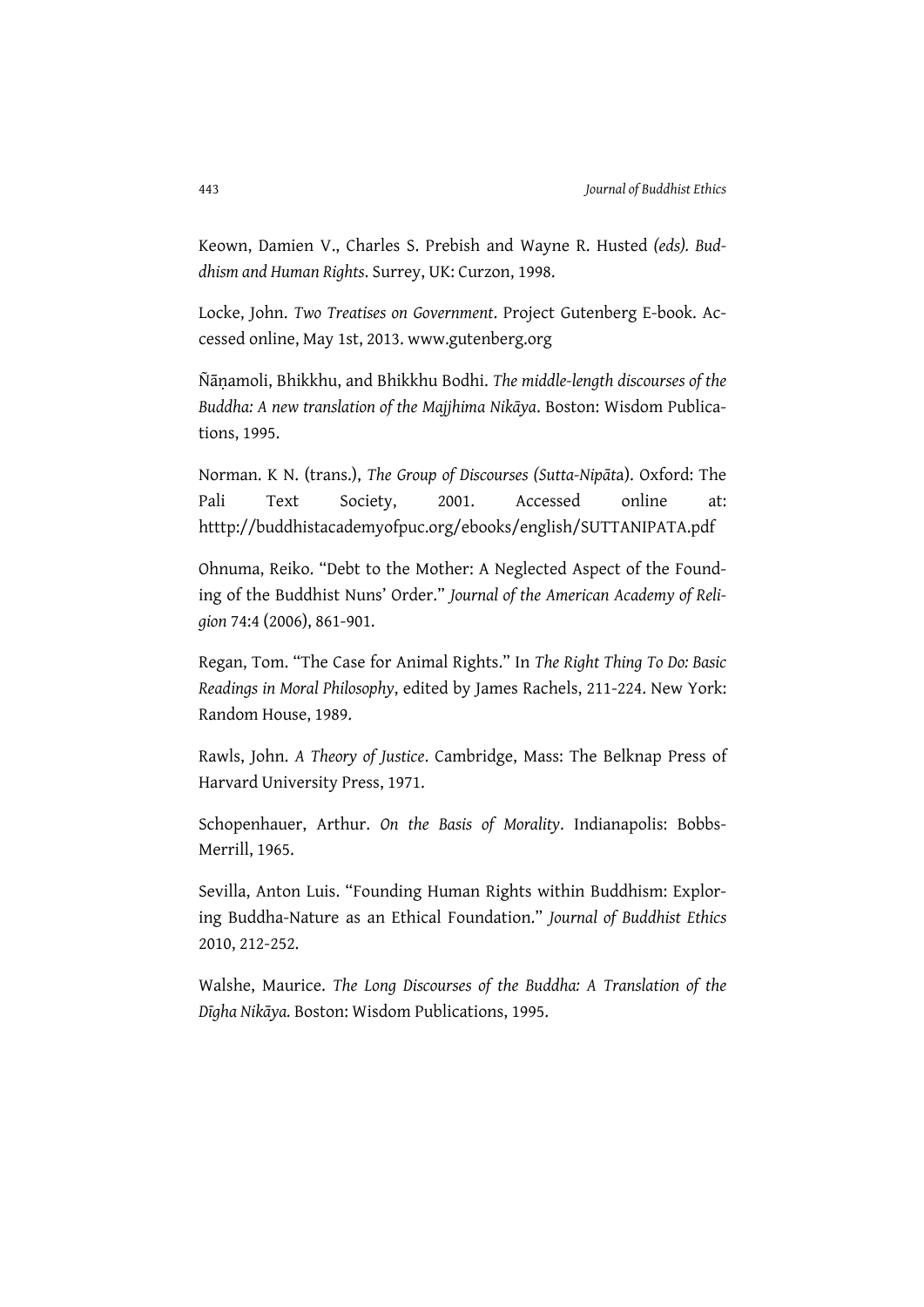Keown, Damien V., Charles S. Prebish and Wayne R. Husted *(eds). Buddhism and Human Rights*. Surrey, UK: Curzon, 1998.

Locke, John. *Two Treatises on Government*. Project Gutenberg E-book. Accessed online, May 1st, 2013. www.gutenberg.org

Ñāṇamoli, Bhikkhu, and Bhikkhu Bodhi. *The middle-length discourses of the Buddha: A new translation of the Majjhima Nikāya*. Boston: Wisdom Publications, 1995.

Norman. K N. (trans.), *The Group of Discourses (Sutta-Nipāt*a). Oxford: The Pali Text Society, 2001. Accessed online at: htttp://buddhistacademyofpuc.org/ebooks/english/SUTTANIPATA.pdf

Ohnuma, Reiko. "Debt to the Mother: A Neglected Aspect of the Founding of the Buddhist Nuns' Order." *Journal of the American Academy of Religion* 74:4 (2006), 861-901.

Regan, Tom. "The Case for Animal Rights." In *The Right Thing To Do: Basic Readings in Moral Philosophy*, edited by James Rachels, 211-224. New York: Random House, 1989.

Rawls, John. *A Theory of Justice*. Cambridge, Mass: The Belknap Press of Harvard University Press, 1971.

Schopenhauer, Arthur. *On the Basis of Morality*. Indianapolis: Bobbs-Merrill, 1965.

Sevilla, Anton Luis. "Founding Human Rights within Buddhism: Exploring Buddha-Nature as an Ethical Foundation." *Journal of Buddhist Ethics* 2010, 212-252.

Walshe, Maurice. *The Long Discourses of the Buddha: A Translation of the Dīgha Nikāya.* Boston: Wisdom Publications, 1995.